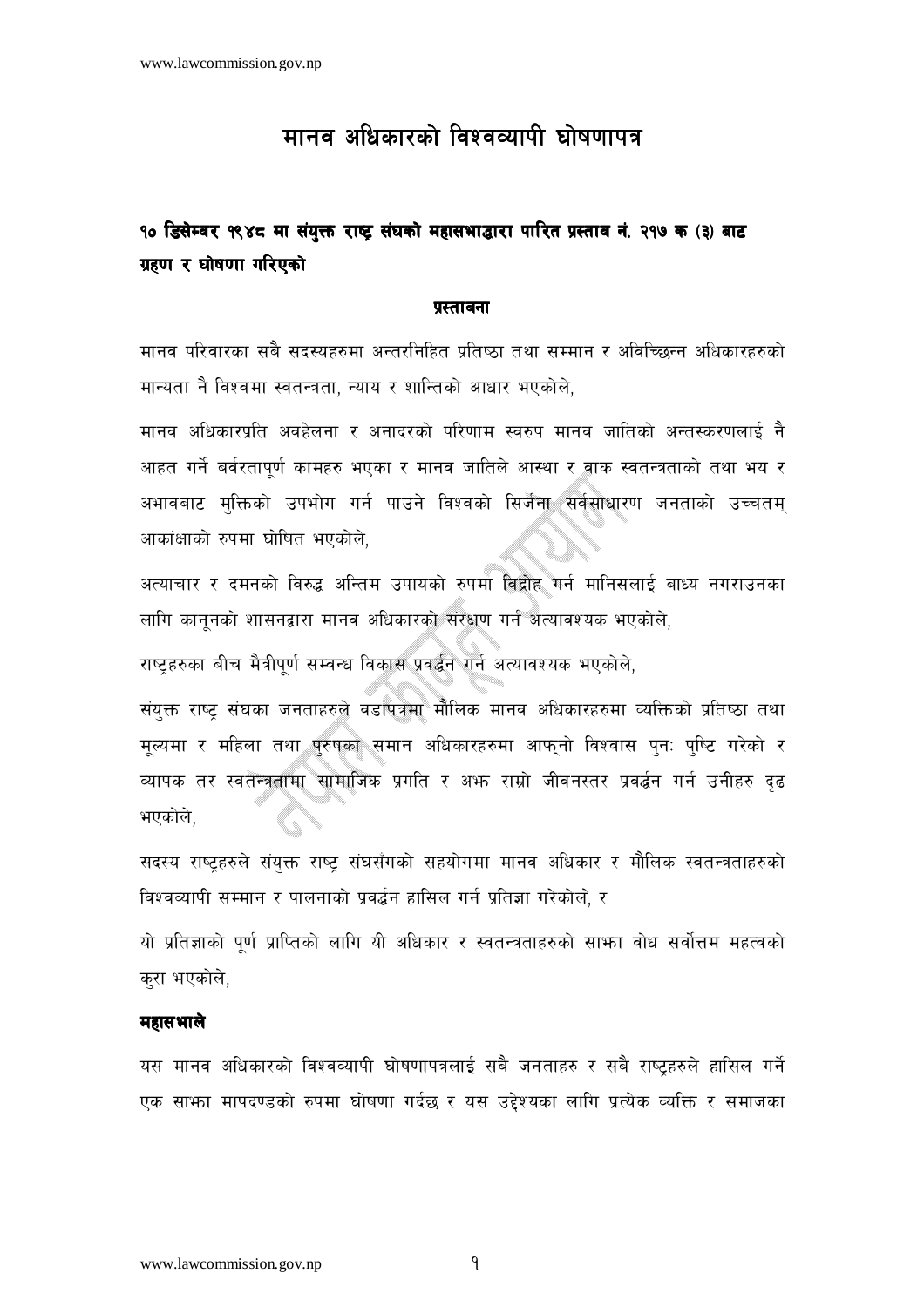# मानव अधिकारको विश्वव्यापी घोषणापत्र

## १० डिसेम्बर १९४८ मा संयुक्त राष्ट्र संघको महासभाद्वारा पारित प्रस्ताव नं. २१७ क (३) बाट ग्रहण र घोषणा गरिएको

### प्रस्तावना

मानव परिवारका सबै सदस्यहरुमा अन्तरनिहित प्रतिष्ठा तथा सम्मान र अविच्छिन्न अधिकारहरुको मान्यता नै विश्वमा स्वतन्त्रता, न्याय र शान्तिको आधार भएकोले,

मानव अधिकारप्रति अवहेलना र अनादरको परिणाम स्वरुप मानव जातिको अन्तस्करणलाई नै आहत गर्ने बर्वरतापूर्ण कामहरु भएका र मानव जातिले आस्था र वाक स्वतन्त्रताको तथा भय र अभावबाट मुक्तिको उपभोग गर्न पाउने विश्वको सिर्जना सर्वसाधारण जनताको उच्चतम् आकांक्षाको रुपमा घोषित भएकोले,

अत्याचार र दमनको विरुद्ध अन्तिम उपायको रुपमा विद्रोह गर्न मानिसलाई बाध्य नगराउनका लागि कानूनको शासनद्वारा मानव अधिकारको संरक्षण गर्न अत्यावश्यक भएकोले,

राष्ट्रहरुका बीच मैत्रीपूर्ण सम्बन्ध विकास प्रवर्द्धन गर्न अत्यावश्यक भएकोले,

संयुक्त राष्ट्र संघका जनताहरुले वडापत्रमा मौलिक मानव अधिकारहरुमा व्यक्तिको प्रतिष्ठा तथा मूल्यमा र महिला तथा पुरुषका समान अधिकारहरुमा आफ्नो विश्वास पुनः पुष्टि गरेको र व्यापक तर स्वतन्त्रतामा सामाजिक प्रगति र अझ राम्रो जीवनस्तर प्रवर्द्धन गर्न उनीहरु दृढ भएकोले,

सदस्य राष्ट्रहरुले संयुक्त राष्ट्र संघसँगको सहयोगमा मानव अधिकार र मौलिक स्वतन्त्रताहरुको विश्वव्यापी सम्मान र पालनाको प्रवर्द्धन हासिल गर्न प्रतिज्ञा गरेकोले, र

यो प्रतिज्ञाको पूर्ण प्राप्तिको लागि यी अधिकार र स्वतन्त्रताहरुको साझा बोध सर्वोत्तम महत्वको कुरा भएकोले,

**महासभाले**

यस मानव अधिकारको विश्वव्यापी घोषणापत्रलाई सबै जनताहरु र सबै राष्ट्रहरुले हासिल गर्ने एक साझा मापदण्डको रुपमा घोषणा गर्दछ र यस उद्देश्यका लागि प्रत्येक व्यक्ति र समाजका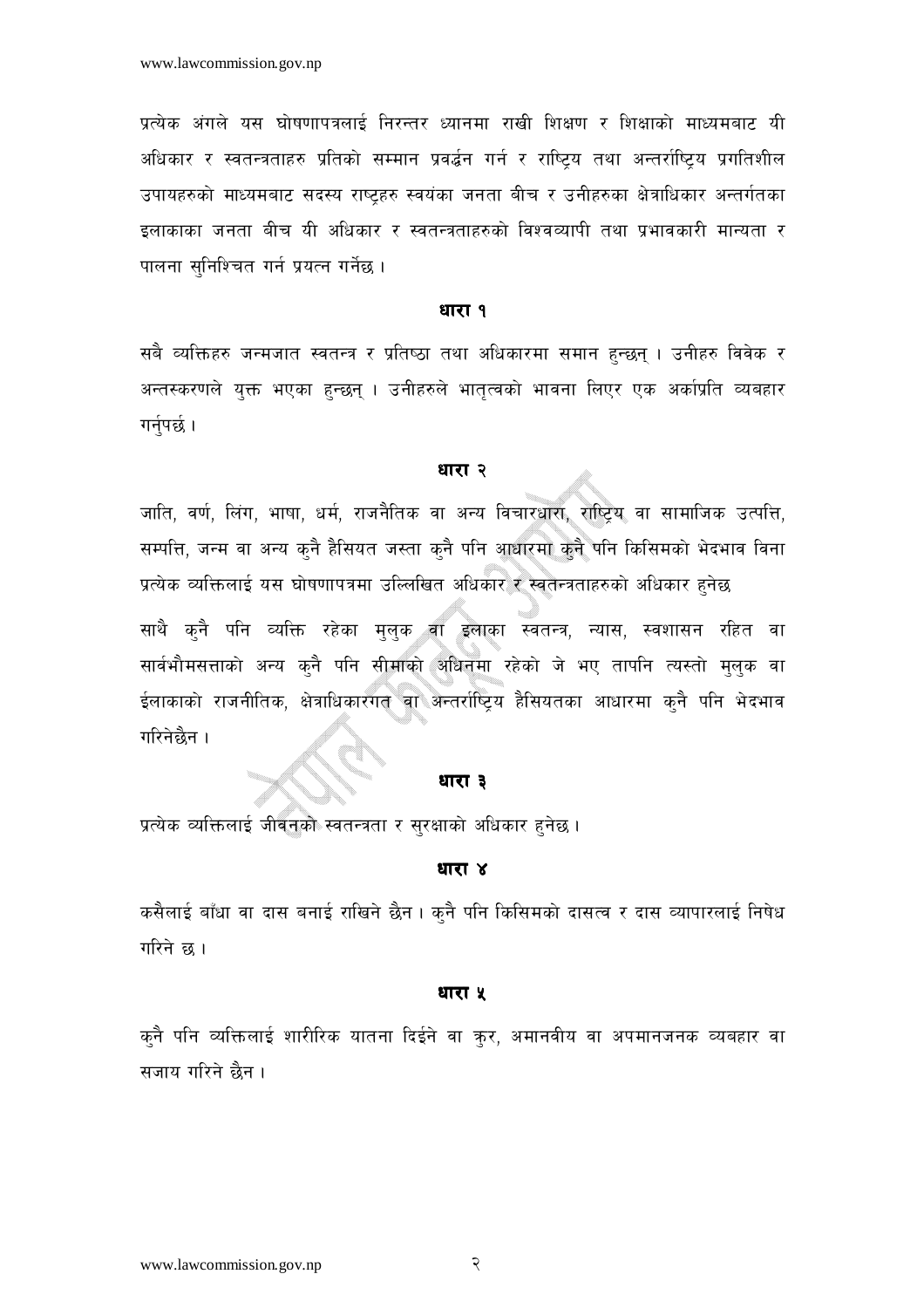प्रत्येक अंगले यस घोषणापत्रलाई निरन्तर ध्यानमा राखी शिक्षण र शिक्षाको माध्यमबाट यी अधिकार र स्वतन्त्रताहरु प्रतिको सम्मान प्रवर्द्धन गर्न र राष्ट्रिय तथा अन्तर्राष्ट्रिय प्रगतिशील उपायहरुको माध्यमबाट सदस्य राष्ट्रहरु स्वयंका जनता बीच र उनीहरुका क्षेत्राधिकार अन्तर्गतका इलाकाका जनता बीच यी अधिकार र स्वतन्त्रताहरुको विश्वव्यापी तथा प्रभावकारी मान्यता र पालना सुनिश्चित गर्न प्रयत्न गर्नेछ ।

### धारा १

सबै व्यक्तिहरु जन्मजात स्वतन्त्र र प्रतिष्ठा तथा अधिकारमा समान हुन्छन् । उनीहरु विवेक र अन्तस्करणले युक्त भएका हुन्छन् । उनीहरुले भातृत्वको भावना लिएर एक अर्काप्रति व्यवहार गर्नुपर्छ ।

### धारा २

जाति, वर्ण, लिंग, भाषा, धर्म, राजनैतिक वा अन्य विचारधारा, राष्ट्रिय वा सामाजिक उत्पत्ति, सम्पत्ति, जन्म वा अन्य कुनै हैसियत जस्ता कुनै पनि आधारमा कुनै पनि किसिमको भेदभाव विना प्रत्येक व्यक्तिलाई यस घोषणापत्रमा उल्लिखित अधिकार र स्वतन्त्रताहरुको अधिकार हुनेछ

साथै कुनै पनि व्यक्ति रहेका मुलुक वा इलाका स्वतन्त्र, न्यास, स्वशासन रहित वा सार्वभौमसत्ताको अन्य कुनै पनि सीमाको अधिनमा रहेको जे भए तापनि त्यस्तो मुलुक वा ईलाकाको राजनीतिक, क्षेत्राधिकारगत वा अन्तर्राष्ट्रिय हैसियतका आधारमा कुनै पनि भेदभाव गरिनेछैन ।

### धारा ३

प्रत्येक व्यक्तिलाई जीवनको स्वतन्त्रता र सुरक्षाको अधिकार हुनेछ ।

### धारा ४

कसैलाई बाँधा वा दास बनाई राखिने छैन । कुनै पनि किसिमको दासत्व र दास व्यापारलाई निषेध गरिने छ ।

### धारा ५

कुनै पनि व्यक्तिलाई शारीरिक यातना दिईने वा क्रुर, अमानवीय वा अपमानजनक व्यबहार वा सजाय गरिने छैन ।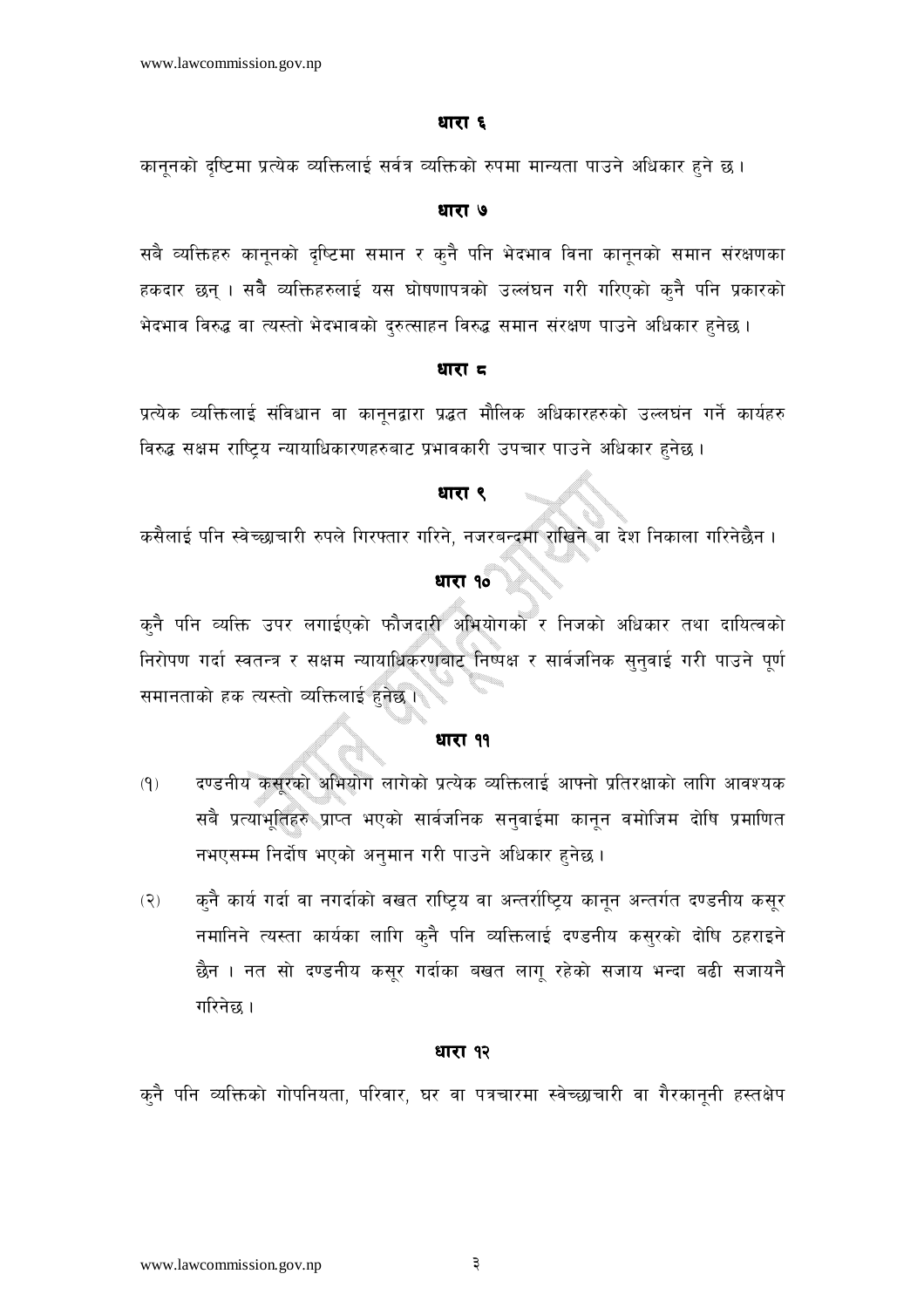### धारा ६

कानूनको दृष्टिमा प्रत्येक व्यक्तिलाई सर्वत्र व्यक्तिको रुपमा मान्यता पाउने अधिकार हुने छ ।

### धारा ७

सबै व्यक्तिहरु कानूनको दृष्टिमा समान र कुनै पनि भेदभाव विना कानूनको समान संरक्षणका हकदार छन् । सबै व्यक्तिहरुलाई यस घोषणापत्रको उल्लंघन गरी गरिएको कुनै पनि प्रकारको भेदभाव विरुद्ध वा त्यस्तो भेदभावको दुरुत्साहन विरुद्ध समान संरक्षण पाउने अधिकार हुनेछ ।

### धारा ८

प्रत्येक व्यक्तिलाई संविधान वा कानूनद्वारा प्रद्धत मौलिक अधिकारहरुको उल्लघंन गर्ने कार्यहरु विरुद्ध सक्षम राष्ट्रिय न्यायाधिकारणहरुबाट प्रभावकारी उपचार पाउने अधिकार हुनेछ ।

### धारा ९

कसैलाई पनि स्वेच्छाचारी रुपले गिरफ्तार गरिने, नजरबन्दमा राखिने वा देश निकाला गरिनेछैन ।

### धारा १०

कुनै पनि व्यक्ति उपर लगाईएको फौजदारी अभियोगको र निजको अधिकार तथा दायित्वको निरोपण गर्दा स्वतन्त्र र सक्षम न्यायाधिकरणबाट निष्पक्ष र सार्वजनिक सुनुवाई गरी पाउने पूर्ण समानताको हक त्यस्तो व्यक्तिलाई हुनेछ ।

### धारा ११

(१) दण्डनीय कसूरको अभियोग लागेको प्रत्येक व्यक्तिलाई आफ्नो प्रतिरक्षाको लागि आवश्यक सबै प्रत्याभूतिहरु प्राप्त भएको सार्वजनिक सनुवाईमा कानून बमोजिम दोषि प्रमाणित नभएसम्म निर्दोष भएको अनुमान गरी पाउने अधिकार हुनेछ ।

(२) कुनै कार्य गर्दा वा नगर्दाको वखत राष्ट्रिय वा अन्तर्राष्ट्रिय कानून अन्तर्गत दण्डनीय कसूर नमानिने त्यस्ता कार्यका लागि कुनै पनि व्यक्तिलाई दण्डनीय कसुरको दोषि ठहराइने छैन । नत सो दण्डनीय कसूर गर्दाका बखत लागू रहेको सजाय भन्दा बढी सजायनै गरिनेछ ।

### धारा १२

कुनै पनि व्यक्तिको गोपनियता, परिवार, घर वा पत्रचारमा स्वेच्छाचारी वा गैरकानूनी हस्तक्षेप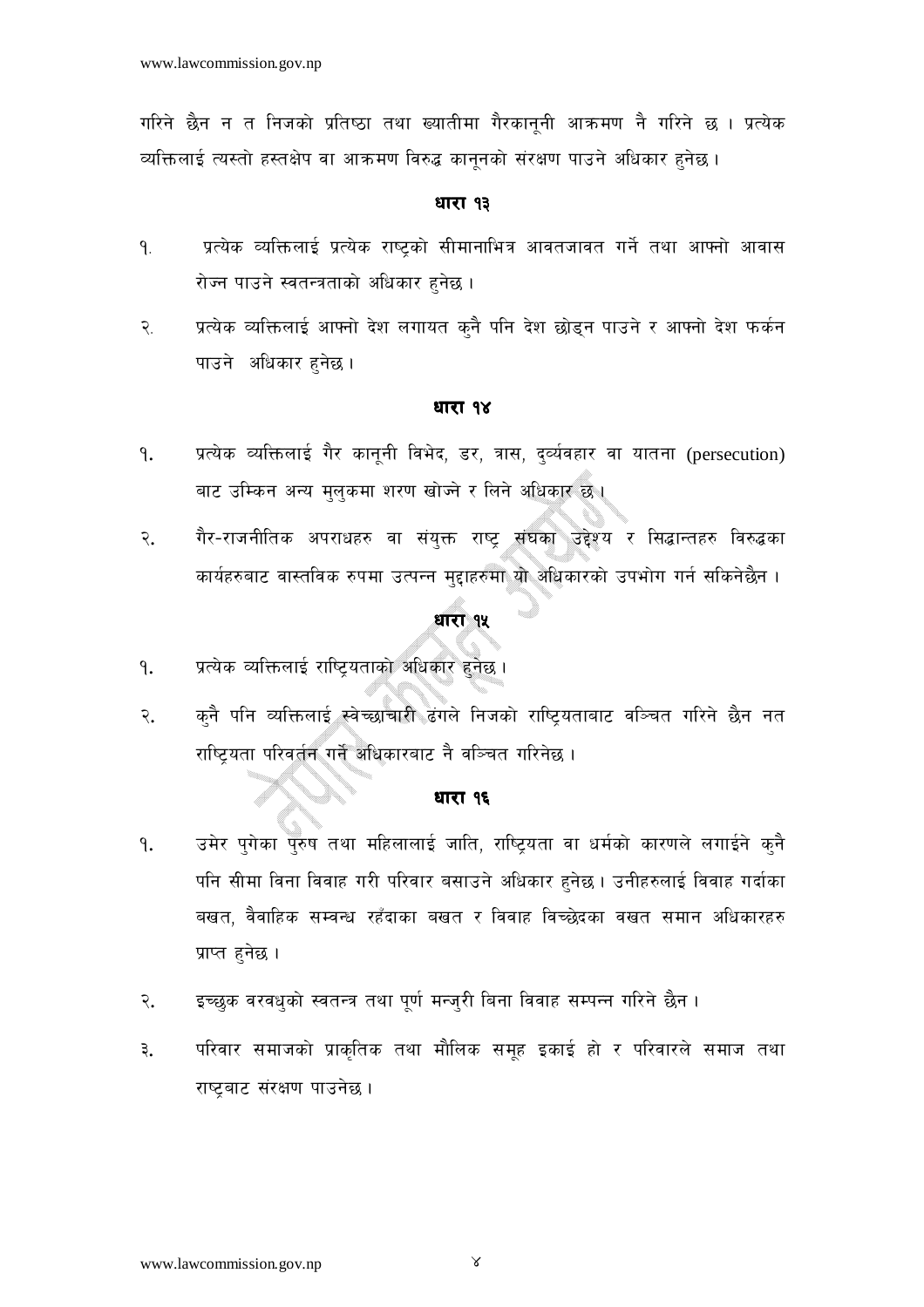गरिने छैन न त निजको प्रतिष्ठा तथा ख्यातीमा गैरकानूनी आक्रमण नै गरिने छ । प्रत्येक व्यक्तिलाई त्यस्तो हस्तक्षेप वा आक्रमण विरुद्ध कानूनको संरक्षण पाउने अधिकार हुनेछ ।

### धारा १३

१. प्रत्येक व्यक्तिलाई प्रत्येक राष्ट्रको सीमानाभित्र आवतजावत गर्ने तथा आफ्नो आवास रोज्न पाउने स्वतन्त्रताको अधिकार हुनेछ ।

२. प्रत्येक व्यक्तिलाई आफ्नो देश लगायत कुनै पनि देश छोड्न पाउने र आफ्नो देश फर्कन पाउने अधिकार हुनेछ ।

### धारा १४

१. प्रत्येक व्यक्तिलाई गैर कानूनी विभेद, डर, त्रास, दुर्व्यवहार वा यातना (persecution) बाट उम्किन अन्य मुलुकमा शरण खोज्ने र लिने अधिकार छ ।

२. गैर-राजनीतिक अपराधहरु वा संयुक्त राष्ट्र संघका उद्देश्य र सिद्धान्तहरु विरुद्धका कार्यहरुबाट वास्तविक रुपमा उत्पन्न मुद्दाहरुमा यो अधिकारको उपभोग गर्न सकिनेछैन ।

### धारा १५

१. प्रत्येक व्यक्तिलाई राष्ट्रियताको अधिकार हुनेछ ।

२. कुनै पनि व्यक्तिलाई स्वेच्छाचारी ढंगले निजको राष्ट्रियताबाट वञ्चित गरिने छैन नत राष्ट्रियता परिवर्तन गर्ने अधिकारबाट नै वञ्चित गरिनेछ ।

### धारा १६

१. उमेर पुगेका पुरुष तथा महिलालाई जाति, राष्ट्रियता वा धर्मको कारणले लगाईने कुनै पनि सीमा विना विवाह गरी परिवार बसाउने अधिकार हुनेछ । उनीहरुलाई विवाह गर्दाका बखत, वैवाहिक सम्बन्ध रहँदाका बखत र विवाह विच्छेदका वखत समान अधिकारहरु प्राप्त हुनेछ ।

२. इच्छुक वरवधुको स्वतन्त्र तथा पूर्ण मन्जुरी बिना विवाह सम्पन्न गरिने छैन ।

३. परिवार समाजको प्राकृतिक तथा मौलिक समूह इकाई हो र परिवारले समाज तथा राष्ट्रबाट संरक्षण पाउनेछ ।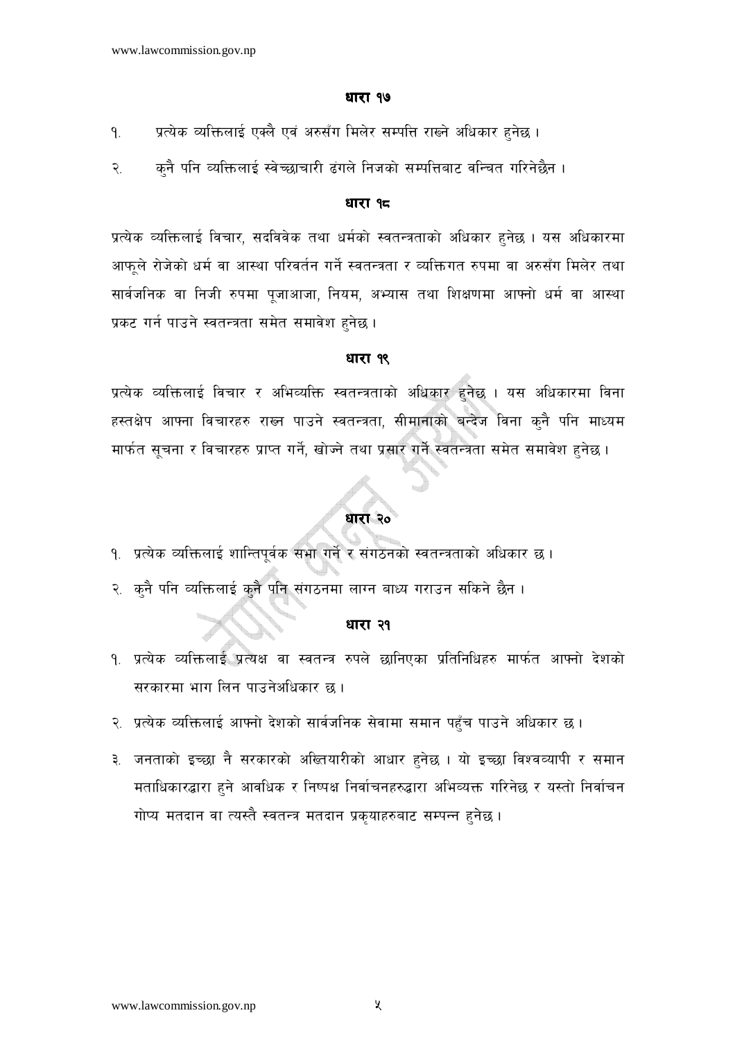### धारा १७

१. प्रत्येक व्यक्तिलाई एक्लै एवं अरुसँग मिलेर सम्पत्ति राख्ने अधिकार हुनेछ ।

२. कुनै पनि व्यक्तिलाई स्वेच्छाचारी ढंगले निजको सम्पत्तिबाट वन्चित गरिनेछैन ।

### धारा १८

प्रत्येक व्यक्तिलाई विचार, सदविवेक तथा धर्मको स्वतन्त्रताको अधिकार हुनेछ । यस अधिकारमा आफूले रोजेको धर्म वा आस्था परिवर्तन गर्ने स्वतन्त्रता र व्यक्तिगत रुपमा वा अरुसँग मिलेर तथा सार्वजनिक वा निजी रुपमा पूजाआजा, नियम, अभ्यास तथा शिक्षणमा आफ्नो धर्म वा आस्था प्रकट गर्न पाउने स्वतन्त्रता समेत समावेश हुनेछ ।

### धारा १९

प्रत्येक व्यक्तिलाई विचार र अभिव्यक्ति स्वतन्त्रताको अधिकार हुनेछ । यस अधिकारमा विना हस्तक्षेप आफ्ना विचारहरु राख्न पाउने स्वतन्त्रता, सीमानाको बन्देज विना कुनै पनि माध्यम मार्फत सूचना र विचारहरु प्राप्त गर्ने, खोज्ने तथा प्रसार गर्ने स्वतन्त्रता समेत समावेश हुनेछ ।

### धारा २०

१. प्रत्येक व्यक्तिलाई शान्तिपूर्वक सभा गर्ने र संगठनको स्वतन्त्रताको अधिकार छ ।

२. कुनै पनि व्यक्तिलाई कुनै पनि संगठनमा लाग्न बाध्य गराउन सकिने छैन ।

### धारा २१

१. प्रत्येक व्यक्तिलाई प्रत्यक्ष वा स्वतन्त्र रुपले छानिएका प्रतिनिधिहरु मार्फत आफ्नो देशको सरकारमा भाग लिन पाउनेअधिकार छ ।

२. प्रत्येक व्यक्तिलाई आफ्नो देशको सार्वजनिक सेवामा समान पहुँच पाउने अधिकार छ ।

३. जनताको इच्छा नै सरकारको अख्तियारीको आधार हुनेछ । यो इच्छा विश्वव्यापी र समान मताधिकारद्धारा हुने आवधिक र निष्पक्ष निर्वाचनहरुद्धारा अभिव्यक्त गरिनेछ र यस्तो निर्वाचन गोप्य मतदान वा त्यस्तै स्वतन्त्र मतदान प्रकृयाहरुबाट सम्पन्न हुनेछ ।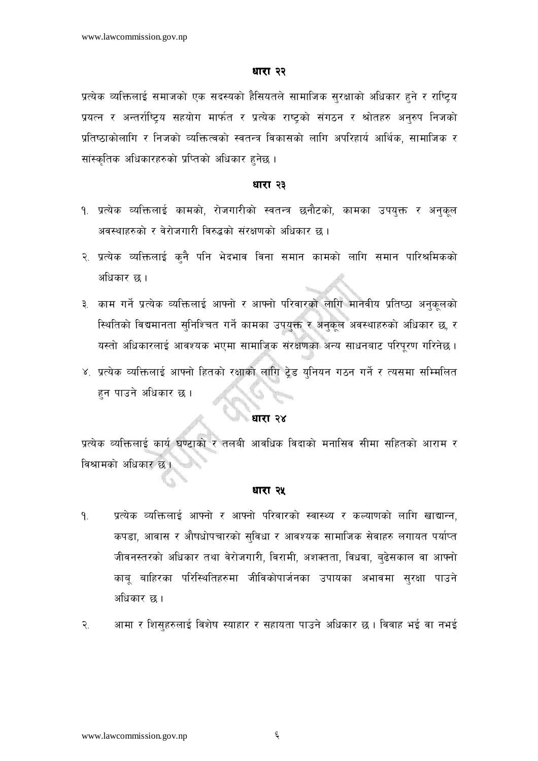## धारा २२

प्रत्येक व्यक्तिलाई समाजको एक सदस्यको हैसियतले सामाजिक सुरक्षाको अधिकार हुने र राष्ट्रिय प्रयत्न र अन्तर्राष्ट्रिय सहयोग मार्फत र प्रत्येक राष्ट्रको संगठन र श्रोतहरु अनुरुप निजको प्रतिष्ठाकोलागि र निजको व्यक्तित्वको स्वतन्त्र विकासको लागि अपरिहार्य आर्थिक, सामाजिक र सांस्कृतिक अधिकारहरुको प्राप्तिको अधिकार हुनेछ ।

## धारा २३

१. प्रत्येक व्यक्तिलाई कामको, रोजगारीको स्वतन्त्र छनौटको, कामका उपयुक्त र अनुकूल अवस्थाहरुको र वेरोजगारी विरुद्धको संरक्षणको अधिकार छ ।

२. प्रत्येक व्यक्तिलाई कुनै पनि भेदभाव विना समान कामको लागि समान पारिश्रमिकको अधिकार छ ।

३. काम गर्ने प्रत्येक व्यक्तिलाई आफ्नो र आफ्नो परिवारको लागि मानवीय प्रतिष्ठा अनुकूलको स्थितिको विद्यमानता सुनिश्चित गर्ने कामका उपयुक्त र अनुकूल अवस्थाहरुको अधिकार छ, र यस्तो अधिकारलाई आवश्यक भएमा सामाजिक संरक्षणका अन्य साधनबाट परिपूरण गरिनेछ ।

४. प्रत्येक व्यक्तिलाई आफ्नो हितको रक्षाको लागि ट्रेड युनियन गठन गर्ने र त्यसमा सम्मिलित हुन पाउने अधिकार छ ।

## धारा २४

प्रत्येक व्यक्तिलाई कार्य घण्टाको र तलबी आवधिक विदाको मनासिव सीमा सहितको आराम र विश्रामको अधिकार छ ।

## धारा २५

१. प्रत्येक व्यक्तिलाई आफ्नो र आफ्नो परिवारको स्वास्थ्य र कल्याणको लागि खाद्यान्न, कपडा, आवास र औषधोपचारको सुविधा र आवश्यक सामाजिक सेवाहरु लगायत पर्याप्त जीवनस्तरको अधिकार तथा वेरोजगारी, विरामी, अशक्तता, विधवा, बुढेसकाल वा आफ्नो काबू बाहिरका परिस्थितिहरुमा जीविकोपार्जनका उपायका अभावमा सुरक्षा पाउने अधिकार छ ।

२. आमा र शिसुहरुलाई विशेष स्याहार र सहायता पाउने अधिकार छ । विवाह भई वा नभई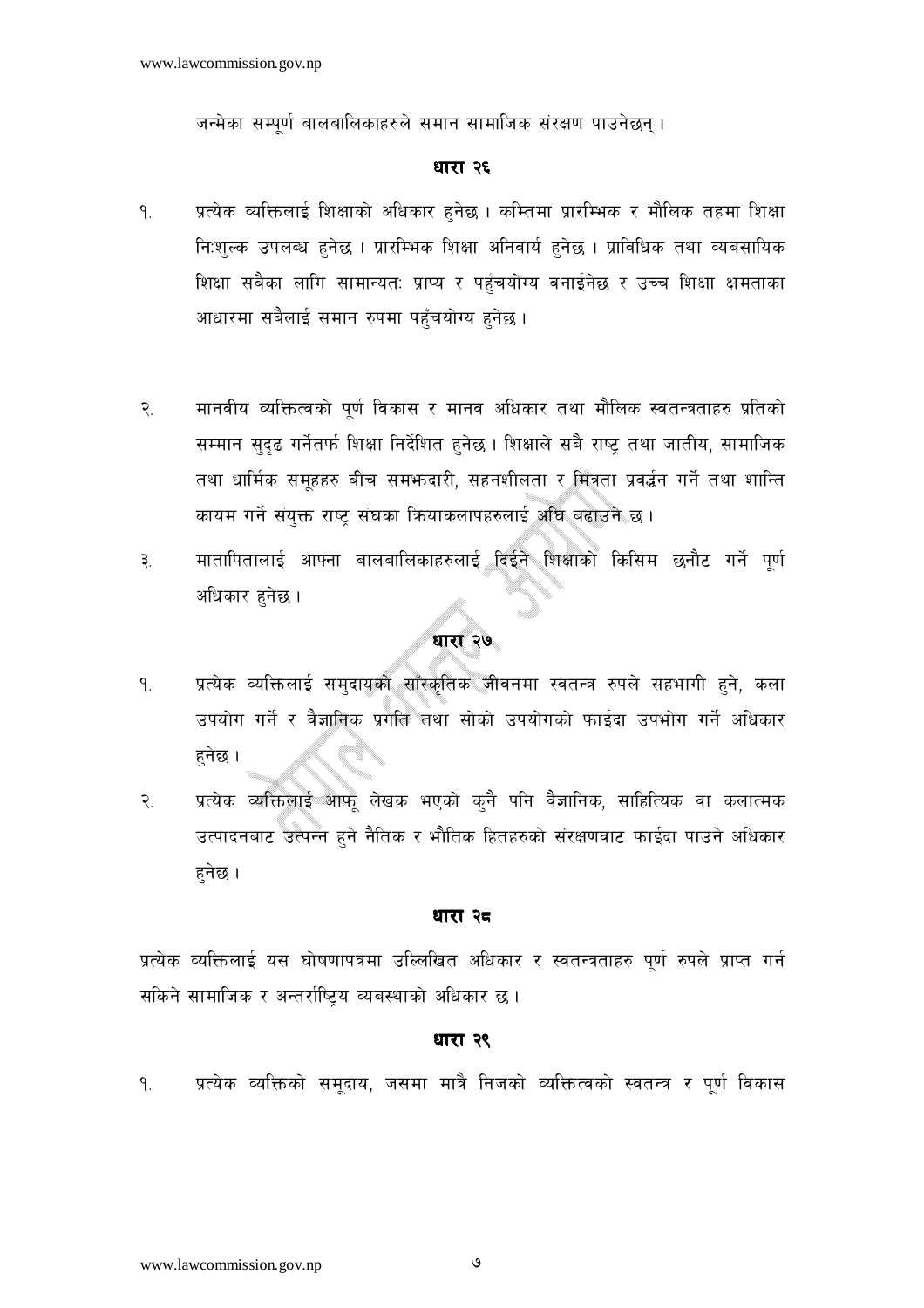जन्मेका सम्पूर्ण बालबालिकाहरुले समान सामाजिक संरक्षण पाउनेछन् ।

### धारा २६

१. प्रत्येक व्यक्तिलाई शिक्षाको अधिकार हुनेछ । कम्तिमा प्रारम्भिक र मौलिक तहमा शिक्षा निःशुल्क उपलब्ध हुनेछ । प्रारम्भिक शिक्षा अनिवार्य हुनेछ । प्राविधिक तथा व्यवसायिक शिक्षा सबैका लागि सामान्यतः प्राप्य र पहुँचयोग्य बनाईनेछ र उच्च शिक्षा क्षमताका आधारमा सबैलाई समान रुपमा पहुँचयोग्य हुनेछ ।

२. मानवीय व्यक्तित्वको पूर्ण विकास र मानव अधिकार तथा मौलिक स्वतन्त्रताहरु प्रतिको सम्मान सुदृढ गर्नेतर्फ शिक्षा निर्देशित हुनेछ । शिक्षाले सबै राष्ट्र तथा जातीय, सामाजिक तथा धार्मिक समूहहरु बीच समझदारी, सहनशीलता र मित्रता प्रवर्द्धन गर्ने तथा शान्ति कायम गर्ने संयुक्त राष्ट्र संघका क्रियाकलापहरुलाई अघि बढाउने छ ।

३. मातापितालाई आफ्ना बालबालिकाहरुलाई दिईने शिक्षाको किसिम छनौट गर्ने पूर्ण अधिकार हुनेछ ।

### धारा २७

१. प्रत्येक व्यक्तिलाई समुदायको साँस्कृतिक जीवनमा स्वतन्त्र रुपले सहभागी हुने, कला उपयोग गर्ने र वैज्ञानिक प्रगति तथा सोको उपयोगको फाईदा उपभोग गर्ने अधिकार हुनेछ ।

२. प्रत्येक व्यक्तिलाई आफू लेखक भएको कुनै पनि वैज्ञानिक, साहित्यिक वा कलात्मक उत्पादनबाट उत्पन्न हुने नैतिक र भौतिक हितहरुको संरक्षणबाट फाईदा पाउने अधिकार हुनेछ ।

### धारा २८

प्रत्येक व्यक्तिलाई यस घोषणापत्रमा उल्लिखित अधिकार र स्वतन्त्रताहरु पूर्ण रुपले प्राप्त गर्न सकिने सामाजिक र अन्तर्राष्ट्रिय व्यवस्थाको अधिकार छ ।

### धारा २९

१. प्रत्येक व्यक्तिको समूदाय, जसमा मात्रै निजको व्यक्तित्वको स्वतन्त्र र पूर्ण विकास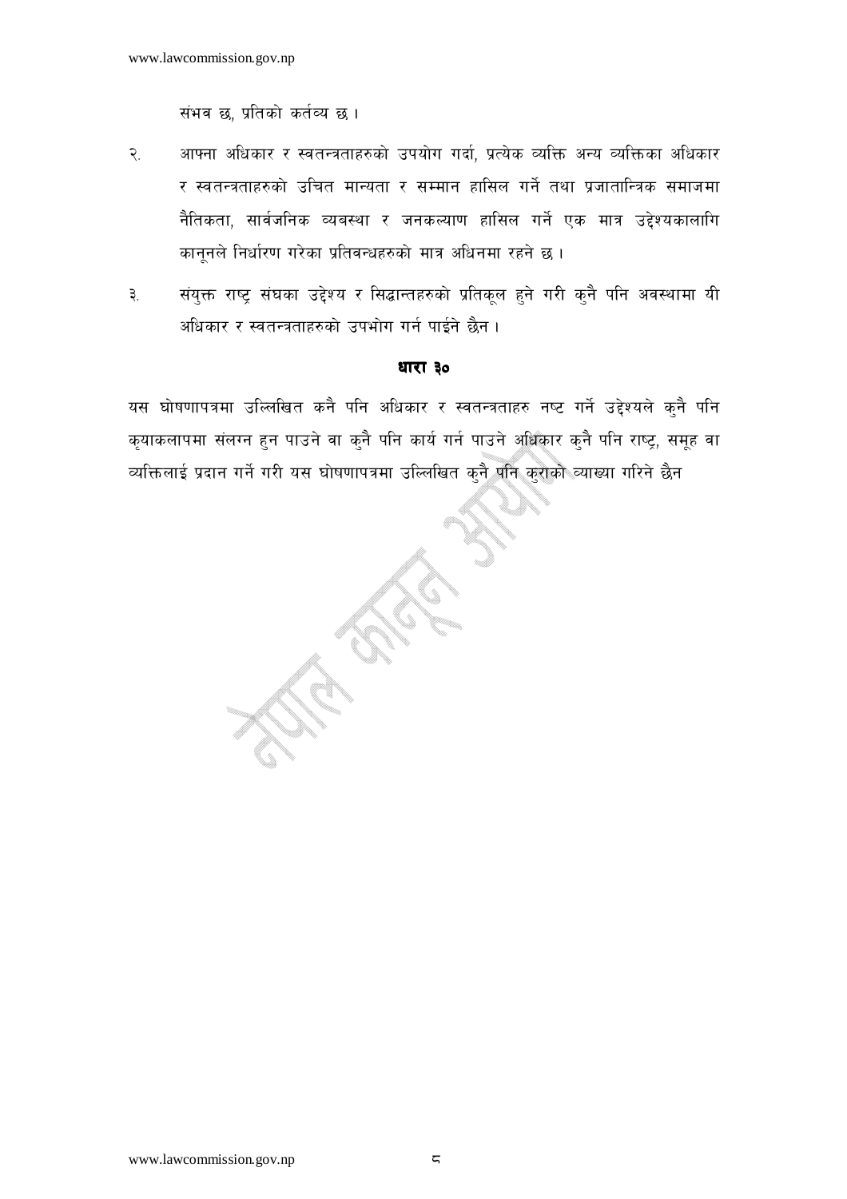संभव छ, प्रतिको कर्तव्य छ ।

२. आफ्ना अधिकार र स्वतन्त्रताहरुको उपयोग गर्दा, प्रत्येक व्यक्ति अन्य व्यक्तिका अधिकार र स्वतन्त्रताहरुको उचित मान्यता र सम्मान हासिल गर्ने तथा प्रजातान्त्रिक समाजमा नैतिकता, सार्वजनिक व्यवस्था र जनकल्याण हासिल गर्ने एक मात्र उद्देश्यकालागि कानूनले निर्धारण गरेका प्रतिवन्धहरुको मात्र अधिनमा रहने छ ।

३. संयुक्त राष्ट्र संघका उद्देश्य र सिद्धान्तहरुको प्रतिकूल हुने गरी कुनै पनि अवस्थामा यी अधिकार र स्वतन्त्रताहरुको उपभोग गर्न पाईने छैन ।

## धारा ३०

यस घोषणापत्रमा उल्लिखित कनै पनि अधिकार र स्वतन्त्रताहरु नष्ट गर्ने उद्देश्यले कुनै पनि कृयाकलापमा संलग्न हुन पाउने वा कुनै पनि कार्य गर्न पाउने अधिकार कुनै पनि राष्ट्र, समूह वा व्यक्तिलाई प्रदान गर्ने गरी यस घोषणापत्रमा उल्लिखित कुनै पनि कुराको व्याख्या गरिने छैन